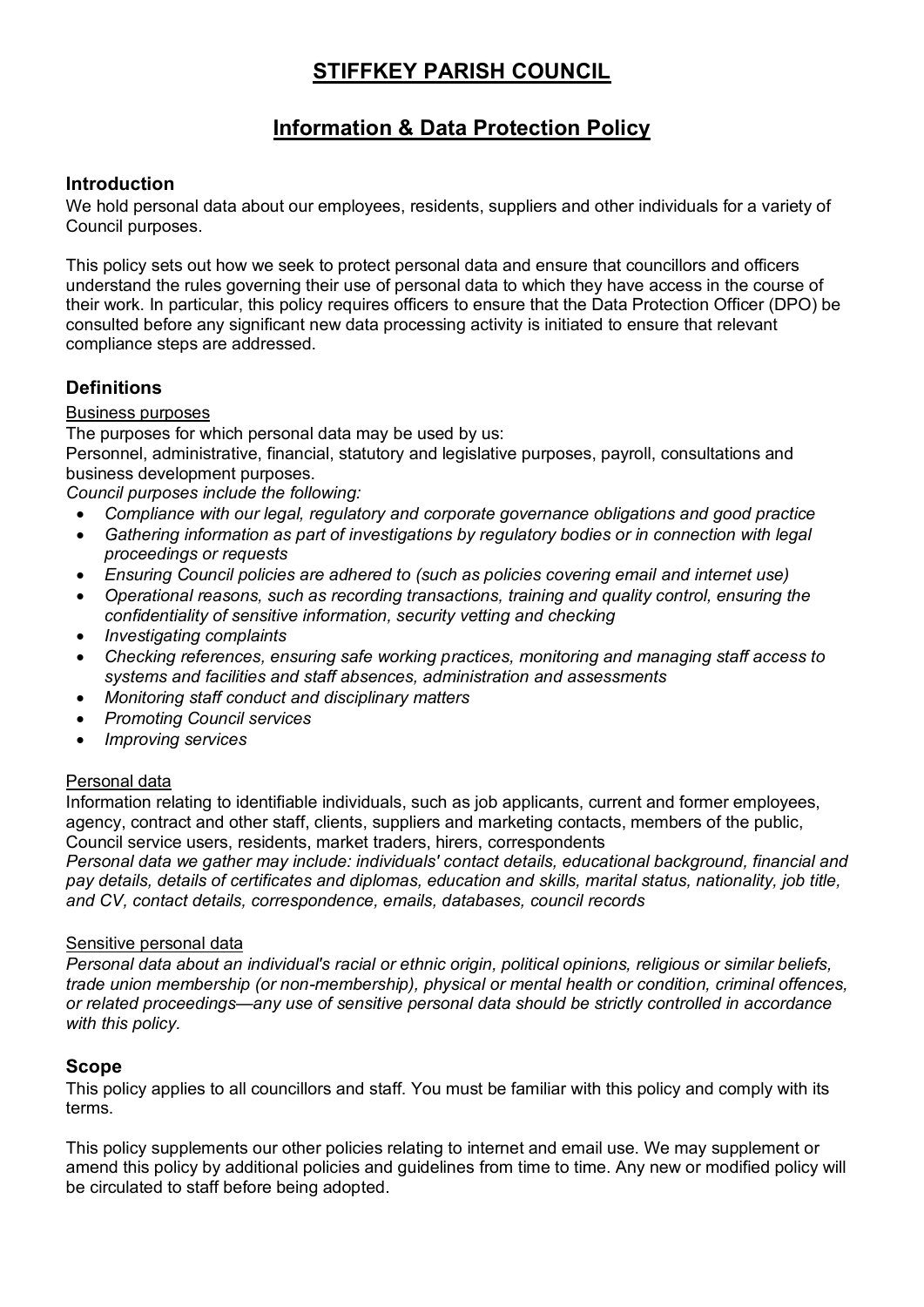# STIFFKEY PARISH COUNCIL

## Information & Data Protection Policy

### Introduction

We hold personal data about our employees, residents, suppliers and other individuals for a variety of Council purposes.

This policy sets out how we seek to protect personal data and ensure that councillors and officers understand the rules governing their use of personal data to which they have access in the course of their work. In particular, this policy requires officers to ensure that the Data Protection Officer (DPO) be consulted before any significant new data processing activity is initiated to ensure that relevant compliance steps are addressed.

### Definitions

Business purposes

The purposes for which personal data may be used by us:

Personnel, administrative, financial, statutory and legislative purposes, payroll, consultations and business development purposes.

*Council purposes include the following:*

- *Compliance with our legal, regulatory and corporate governance obligations and good practice*
- *Gathering information as part of investigations by regulatory bodies or in connection with legal proceedings or requests*
- *Ensuring Council policies are adhered to (such as policies covering email and internet use)*
- *Operational reasons, such as recording transactions, training and quality control, ensuring the confidentiality of sensitive information, security vetting and checking*
- *Investigating complaints*
- *Checking references, ensuring safe working practices, monitoring and managing staff access to systems and facilities and staff absences, administration and assessments*
- *Monitoring staff conduct and disciplinary matters*
- *Promoting Council services*
- *Improving services*

Personal data

Information relating to identifiable individuals, such as job applicants, current and former employees, agency, contract and other staff, clients, suppliers and marketing contacts, members of the public, Council service users, residents, market traders, hirers, correspondents

*Personal data we gather may include: individuals' contact details, educational background, financial and pay details, details of certificates and diplomas, education and skills, marital status, nationality, job title, and CV, contact details, correspondence, emails, databases, council records*

Sensitive personal data

*Personal data about an individual's racial or ethnic origin, political opinions, religious or similar beliefs, trade union membership (or non-membership), physical or mental health or condition, criminal offences, or related proceedings—any use of sensitive personal data should be strictly controlled in accordance with this policy.*

### Scope

This policy applies to all councillors and staff. You must be familiar with this policy and comply with its terms.

This policy supplements our other policies relating to internet and email use. We may supplement or amend this policy by additional policies and guidelines from time to time. Any new or modified policy will be circulated to staff before being adopted.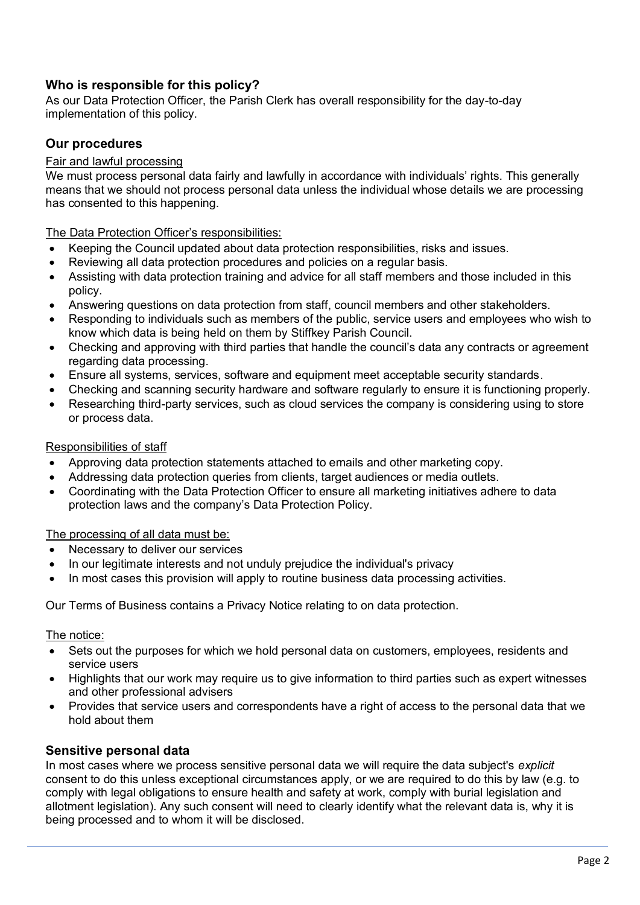## Who is responsible for this policy?

As our Data Protection Officer, the Parish Clerk has overall responsibility for the day-to-day implementation of this policy.

## Our procedures

<u>Fair and lawful processing</u>

We must process personal data fairly and lawfully in accordance with individuals' rights. This generally means that we should not process personal data unless the individual whose details we are processing has consented to this happening.

<u>The Data Protection Officer's responsibilities:</u>

- Keeping the Council updated about data protection responsibilities, risks and issues.
- Reviewing all data protection procedures and policies on a regular basis.
- Assisting with data protection training and advice for all staff members and those included in this policy.
- Answering questions on data protection from staff, council members and other stakeholders.
- Responding to individuals such as members of the public, service users and employees who wish to know which data is being held on them by Stiffkey Parish Council.
- Checking and approving with third parties that handle the council's data any contracts or agreement regarding data processing.
- Ensure all systems, services, software and equipment meet acceptable security standards.
- Checking and scanning security hardware and software regularly to ensure it is functioning properly.
- Researching third-party services, such as cloud services the company is considering using to store or process data.

<u>Responsibilities of staff</u>

- Approving data protection statements attached to emails and other marketing copy.
- Addressing data protection queries from clients, target audiences or media outlets.
- Coordinating with the Data Protection Officer to ensure all marketing initiatives adhere to data protection laws and the company's Data Protection Policy.

<u>The processing of all data must be:</u>

- Necessary to deliver our services
- In our legitimate interests and not unduly prejudice the individual's privacy
- In most cases this provision will apply to routine business data processing activities.

Our Terms of Business contains a Privacy Notice relating to on data protection.

<u>The notice:</u>

- Sets out the purposes for which we hold personal data on customers, employees, residents and service users
- Highlights that our work may require us to give information to third parties such as expert witnesses and other professional advisers
- Provides that service users and correspondents have a right of access to the personal data that we hold about them

## Sensitive personal data

In most cases where we process sensitive personal data we will require the data subject's *explicit* consent to do this unless exceptional circumstances apply, or we are required to do this by law (e.g. to comply with legal obligations to ensure health and safety at work, comply with burial legislation and allotment legislation). Any such consent will need to clearly identify what the relevant data is, why it is being processed and to whom it will be disclosed.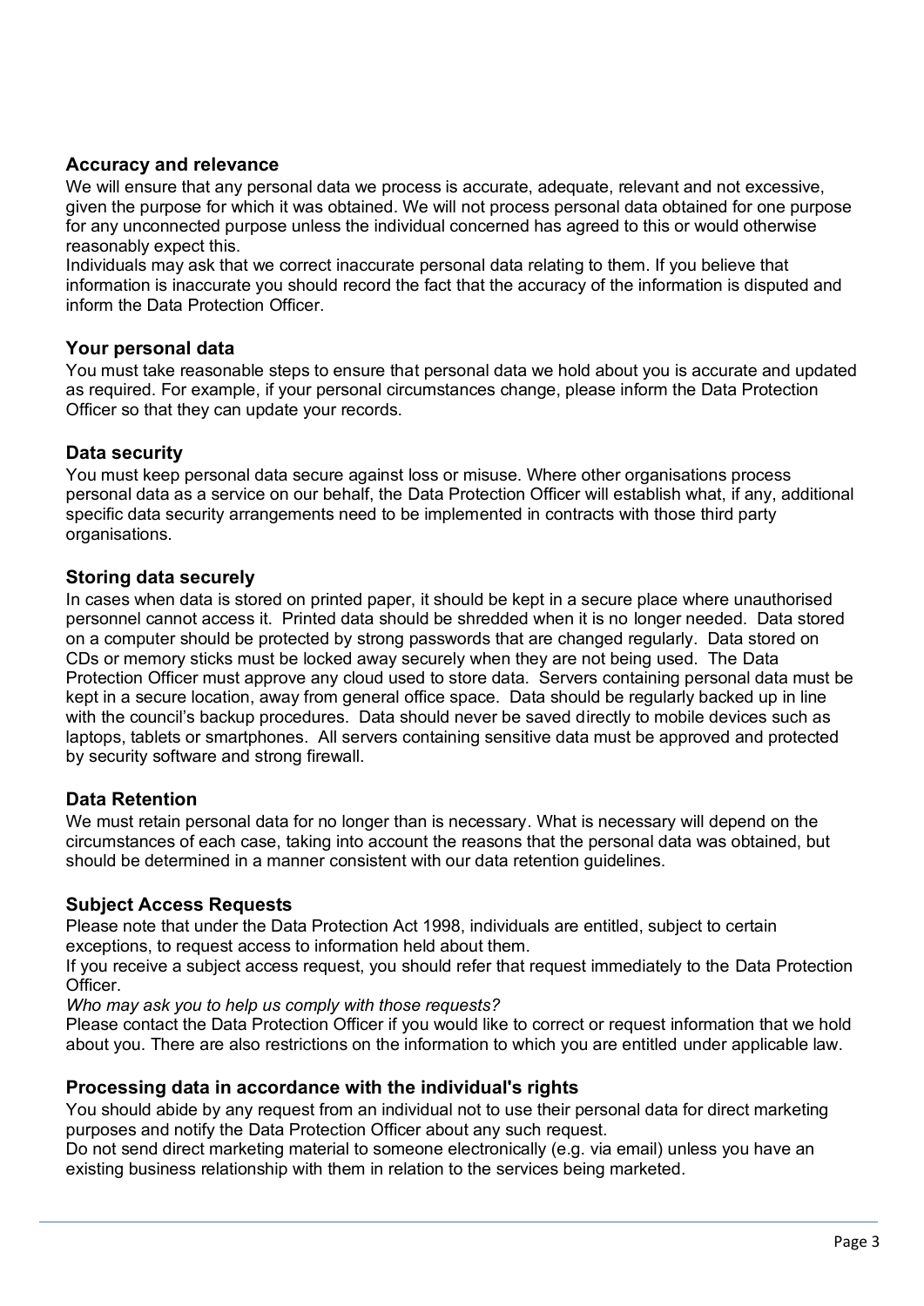### Accuracy and relevance

We will ensure that any personal data we process is accurate, adequate, relevant and not excessive, given the purpose for which it was obtained. We will not process personal data obtained for one purpose for any unconnected purpose unless the individual concerned has agreed to this or would otherwise reasonably expect this.

Individuals may ask that we correct inaccurate personal data relating to them. If you believe that information is inaccurate you should record the fact that the accuracy of the information is disputed and inform the Data Protection Officer.

### Your personal data

You must take reasonable steps to ensure that personal data we hold about you is accurate and updated as required. For example, if your personal circumstances change, please inform the Data Protection Officer so that they can update your records.

### Data security

You must keep personal data secure against loss or misuse. Where other organisations process personal data as a service on our behalf, the Data Protection Officer will establish what, if any, additional specific data security arrangements need to be implemented in contracts with those third party organisations.

### Storing data securely

In cases when data is stored on printed paper, it should be kept in a secure place where unauthorised personnel cannot access it. Printed data should be shredded when it is no longer needed. Data stored on a computer should be protected by strong passwords that are changed regularly. Data stored on CDs or memory sticks must be locked away securely when they are not being used. The Data Protection Officer must approve any cloud used to store data. Servers containing personal data must be kept in a secure location, away from general office space. Data should be regularly backed up in line with the council's backup procedures. Data should never be saved directly to mobile devices such as laptops, tablets or smartphones. All servers containing sensitive data must be approved and protected by security software and strong firewall.

### Data Retention

We must retain personal data for no longer than is necessary. What is necessary will depend on the circumstances of each case, taking into account the reasons that the personal data was obtained, but should be determined in a manner consistent with our data retention guidelines.

### Subject Access Requests

Please note that under the Data Protection Act 1998, individuals are entitled, subject to certain exceptions, to request access to information held about them.

If you receive a subject access request, you should refer that request immediately to the Data Protection Officer.

*Who may ask you to help us comply with those requests?*

Please contact the Data Protection Officer if you would like to correct or request information that we hold about you. There are also restrictions on the information to which you are entitled under applicable law.

### Processing data in accordance with the individual's rights

You should abide by any request from an individual not to use their personal data for direct marketing purposes and notify the Data Protection Officer about any such request.

Do not send direct marketing material to someone electronically (e.g. via email) unless you have an existing business relationship with them in relation to the services being marketed.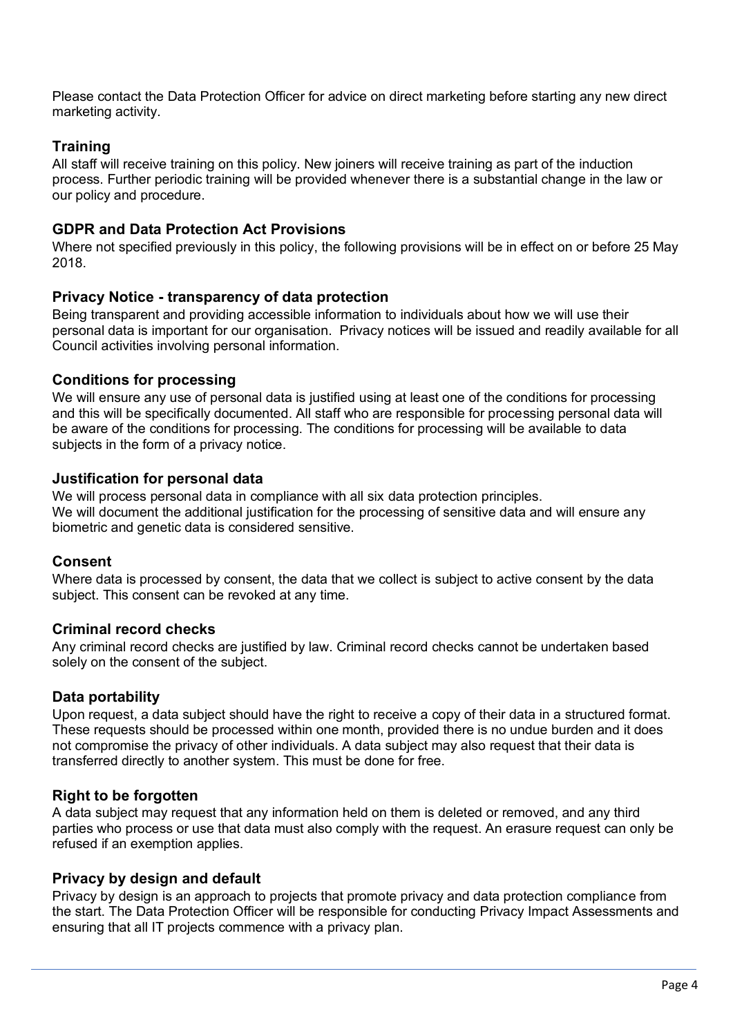Please contact the Data Protection Officer for advice on direct marketing before starting any new direct marketing activity.

### Training

All staff will receive training on this policy. New joiners will receive training as part of the induction process. Further periodic training will be provided whenever there is a substantial change in the law or our policy and procedure.

### GDPR and Data Protection Act Provisions

Where not specified previously in this policy, the following provisions will be in effect on or before 25 May 2018.

### Privacy Notice - transparency of data protection

Being transparent and providing accessible information to individuals about how we will use their personal data is important for our organisation. Privacy notices will be issued and readily available for all Council activities involving personal information.

### Conditions for processing

We will ensure any use of personal data is justified using at least one of the conditions for processing and this will be specifically documented. All staff who are responsible for processing personal data will be aware of the conditions for processing. The conditions for processing will be available to data subjects in the form of a privacy notice.

### Justification for personal data

We will process personal data in compliance with all six data protection principles.
We will document the additional justification for the processing of sensitive data and will ensure any biometric and genetic data is considered sensitive.

### Consent

Where data is processed by consent, the data that we collect is subject to active consent by the data subject. This consent can be revoked at any time.

### Criminal record checks

Any criminal record checks are justified by law. Criminal record checks cannot be undertaken based solely on the consent of the subject.

### Data portability

Upon request, a data subject should have the right to receive a copy of their data in a structured format. These requests should be processed within one month, provided there is no undue burden and it does not compromise the privacy of other individuals. A data subject may also request that their data is transferred directly to another system. This must be done for free.

### Right to be forgotten

A data subject may request that any information held on them is deleted or removed, and any third parties who process or use that data must also comply with the request. An erasure request can only be refused if an exemption applies.

### Privacy by design and default

Privacy by design is an approach to projects that promote privacy and data protection compliance from the start. The Data Protection Officer will be responsible for conducting Privacy Impact Assessments and ensuring that all IT projects commence with a privacy plan.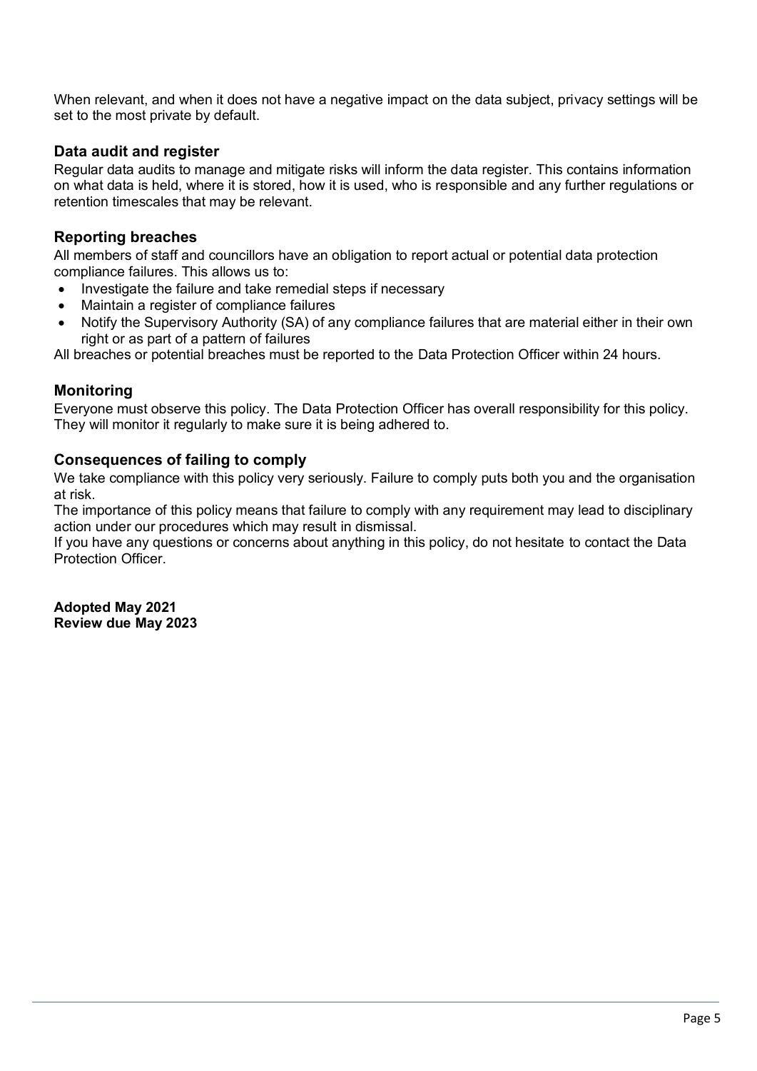When relevant, and when it does not have a negative impact on the data subject, privacy settings will be set to the most private by default.

### Data audit and register

Regular data audits to manage and mitigate risks will inform the data register. This contains information on what data is held, where it is stored, how it is used, who is responsible and any further regulations or retention timescales that may be relevant.

### Reporting breaches

All members of staff and councillors have an obligation to report actual or potential data protection compliance failures. This allows us to:

- Investigate the failure and take remedial steps if necessary
- Maintain a register of compliance failures
- Notify the Supervisory Authority (SA) of any compliance failures that are material either in their own right or as part of a pattern of failures

All breaches or potential breaches must be reported to the Data Protection Officer within 24 hours.

### Monitoring

Everyone must observe this policy. The Data Protection Officer has overall responsibility for this policy. They will monitor it regularly to make sure it is being adhered to.

### Consequences of failing to comply

We take compliance with this policy very seriously. Failure to comply puts both you and the organisation at risk.

The importance of this policy means that failure to comply with any requirement may lead to disciplinary action under our procedures which may result in dismissal.

If you have any questions or concerns about anything in this policy, do not hesitate to contact the Data Protection Officer.

**Adopted May 2021**
**Review due May 2023**